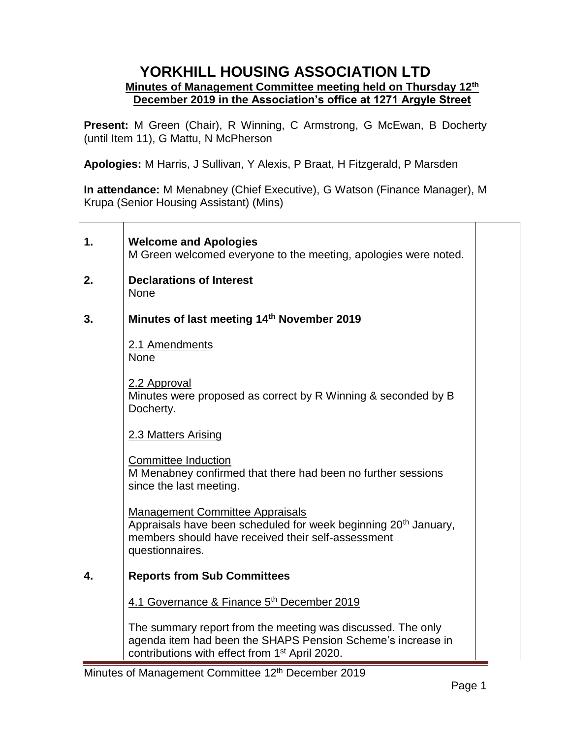# YORKHILL HOUSING ASSOCIATION LTD

**Minutes of Management Committee meeting held on Thursday 12th December 2019 in the Association's office at 1271 Argyle Street**

**Present:** M Green (Chair), R Winning, C Armstrong, G McEwan, B Docherty (until Item 11), G Mattu, N McPherson

**Apologies:** M Harris, J Sullivan, Y Alexis, P Braat, H Fitzgerald, P Marsden

**In attendance:** M Menabney (Chief Executive), G Watson (Finance Manager), M Krupa (Senior Housing Assistant) (Mins)

**1. Welcome and Apologies**

M Green welcomed everyone to the meeting, apologies were noted.

**2. Declarations of Interest**

None

**3. Minutes of last meeting 14th November 2019**

2.1 Amendments

None

2.2 Approval

Minutes were proposed as correct by R Winning & seconded by B Docherty.

2.3 Matters Arising

Committee Induction

M Menabney confirmed that there had been no further sessions since the last meeting.

Management Committee Appraisals

Appraisals have been scheduled for week beginning 20th January, members should have received their self-assessment questionnaires.

**4. Reports from Sub Committees**

4.1 Governance & Finance 5th December 2019

The summary report from the meeting was discussed. The only agenda item had been the SHAPS Pension Scheme's increase in contributions with effect from 1st April 2020.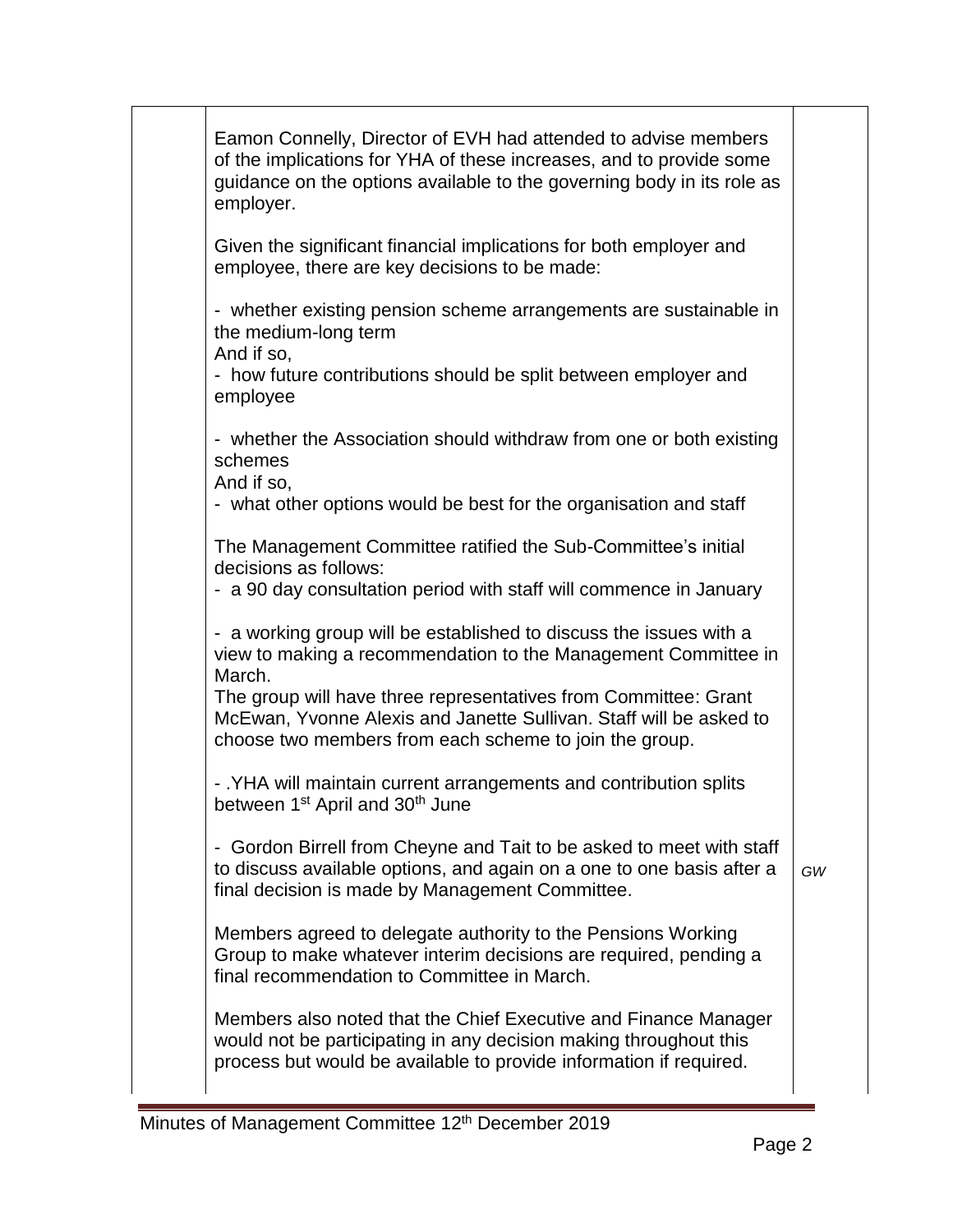Eamon Connelly, Director of EVH had attended to advise members of the implications for YHA of these increases, and to provide some guidance on the options available to the governing body in its role as employer.

Given the significant financial implications for both employer and employee, there are key decisions to be made:

- whether existing pension scheme arrangements are sustainable in the medium-long term

And if so,

- how future contributions should be split between employer and employee

- whether the Association should withdraw from one or both existing schemes

And if so,

- what other options would be best for the organisation and staff

The Management Committee ratified the Sub-Committee's initial decisions as follows:

- a 90 day consultation period with staff will commence in January

- a working group will be established to discuss the issues with a view to making a recommendation to the Management Committee in March.

The group will have three representatives from Committee: Grant McEwan, Yvonne Alexis and Janette Sullivan. Staff will be asked to choose two members from each scheme to join the group.

- .YHA will maintain current arrangements and contribution splits between 1st April and 30th June

- Gordon Birrell from Cheyne and Tait to be asked to meet with staff to discuss available options, and again on a one to one basis after a final decision is made by Management Committee. *GW*

Members agreed to delegate authority to the Pensions Working Group to make whatever interim decisions are required, pending a final recommendation to Committee in March.

Members also noted that the Chief Executive and Finance Manager would not be participating in any decision making throughout this process but would be available to provide information if required.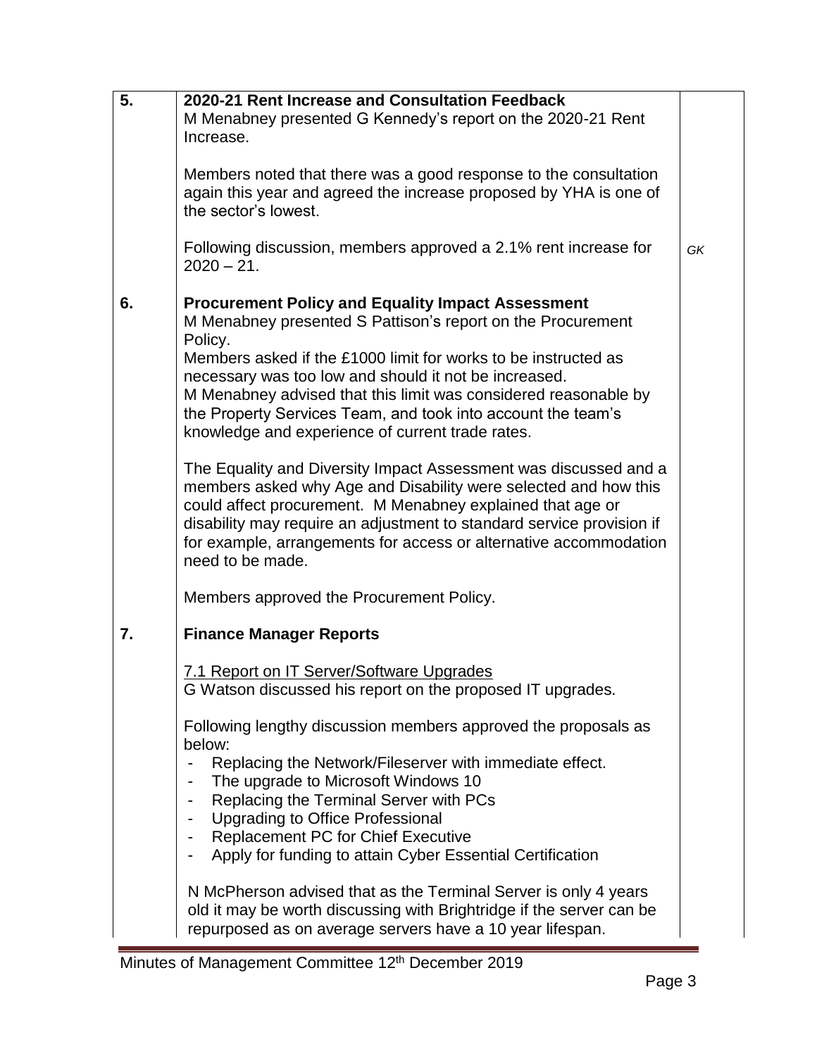| | | |
|---|---|---|
| **5.** | **2020-21 Rent Increase and Consultation Feedback**<br>M Menabney presented G Kennedy's report on the 2020-21 Rent Increase.<br><br>Members noted that there was a good response to the consultation again this year and agreed the increase proposed by YHA is one of the sector's lowest.<br><br>Following discussion, members approved a 2.1% rent increase for 2020 – 21. | *GK* |
| **6.** | **Procurement Policy and Equality Impact Assessment**<br>M Menabney presented S Pattison's report on the Procurement Policy.<br>Members asked if the £1000 limit for works to be instructed as necessary was too low and should it not be increased.<br>M Menabney advised that this limit was considered reasonable by the Property Services Team, and took into account the team's knowledge and experience of current trade rates.<br><br>The Equality and Diversity Impact Assessment was discussed and a members asked why Age and Disability were selected and how this could affect procurement. M Menabney explained that age or disability may require an adjustment to standard service provision if for example, arrangements for access or alternative accommodation need to be made.<br><br>Members approved the Procurement Policy. | |
| **7.** | **Finance Manager Reports**<br><br><u>7.1 Report on IT Server/Software Upgrades</u><br>G Watson discussed his report on the proposed IT upgrades.<br><br>Following lengthy discussion members approved the proposals as below:<br>- Replacing the Network/Fileserver with immediate effect.<br>- The upgrade to Microsoft Windows 10<br>- Replacing the Terminal Server with PCs<br>- Upgrading to Office Professional<br>- Replacement PC for Chief Executive<br>- Apply for funding to attain Cyber Essential Certification<br><br>N McPherson advised that as the Terminal Server is only 4 years old it may be worth discussing with Brightridge if the server can be repurposed as on average servers have a 10 year lifespan. | |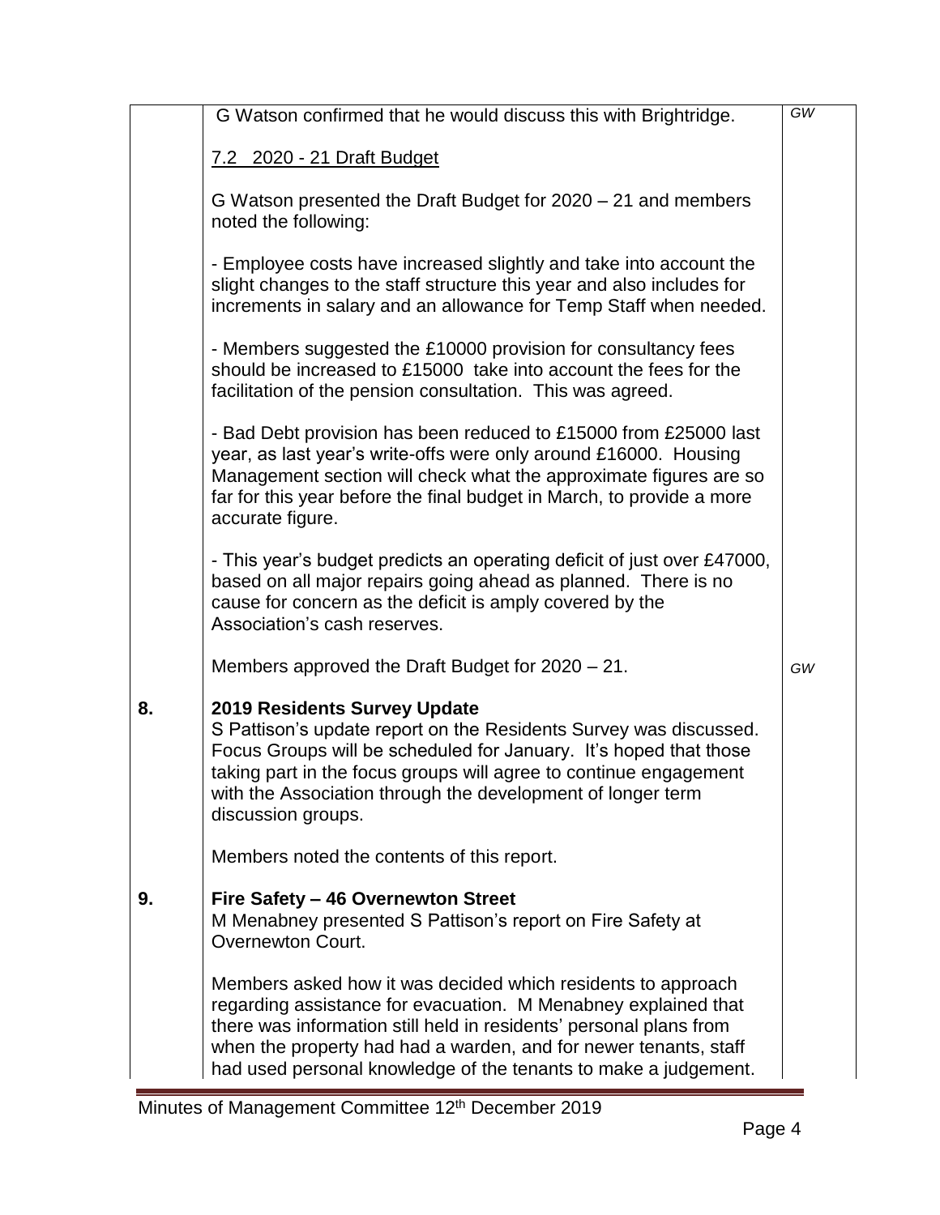| | | |
|---|---|---|
| | G Watson confirmed that he would discuss this with Brightridge. | *GW* |
| | 7.2 2020 - 21 Draft Budget<br><br>G Watson presented the Draft Budget for 2020 – 21 and members noted the following:<br><br>- Employee costs have increased slightly and take into account the slight changes to the staff structure this year and also includes for increments in salary and an allowance for Temp Staff when needed.<br><br>- Members suggested the £10000 provision for consultancy fees should be increased to £15000 take into account the fees for the facilitation of the pension consultation. This was agreed.<br><br>- Bad Debt provision has been reduced to £15000 from £25000 last year, as last year's write-offs were only around £16000. Housing Management section will check what the approximate figures are so far for this year before the final budget in March, to provide a more accurate figure.<br><br>- This year's budget predicts an operating deficit of just over £47000, based on all major repairs going ahead as planned. There is no cause for concern as the deficit is amply covered by the Association's cash reserves.<br><br>Members approved the Draft Budget for 2020 – 21. | *GW* |
| **8.** | **2019 Residents Survey Update**<br>S Pattison's update report on the Residents Survey was discussed. Focus Groups will be scheduled for January. It's hoped that those taking part in the focus groups will agree to continue engagement with the Association through the development of longer term discussion groups.<br><br>Members noted the contents of this report. | |
| **9.** | **Fire Safety – 46 Overnewton Street**<br>M Menabney presented S Pattison's report on Fire Safety at Overnewton Court.<br><br>Members asked how it was decided which residents to approach regarding assistance for evacuation. M Menabney explained that there was information still held in residents' personal plans from when the property had had a warden, and for newer tenants, staff had used personal knowledge of the tenants to make a judgement. | |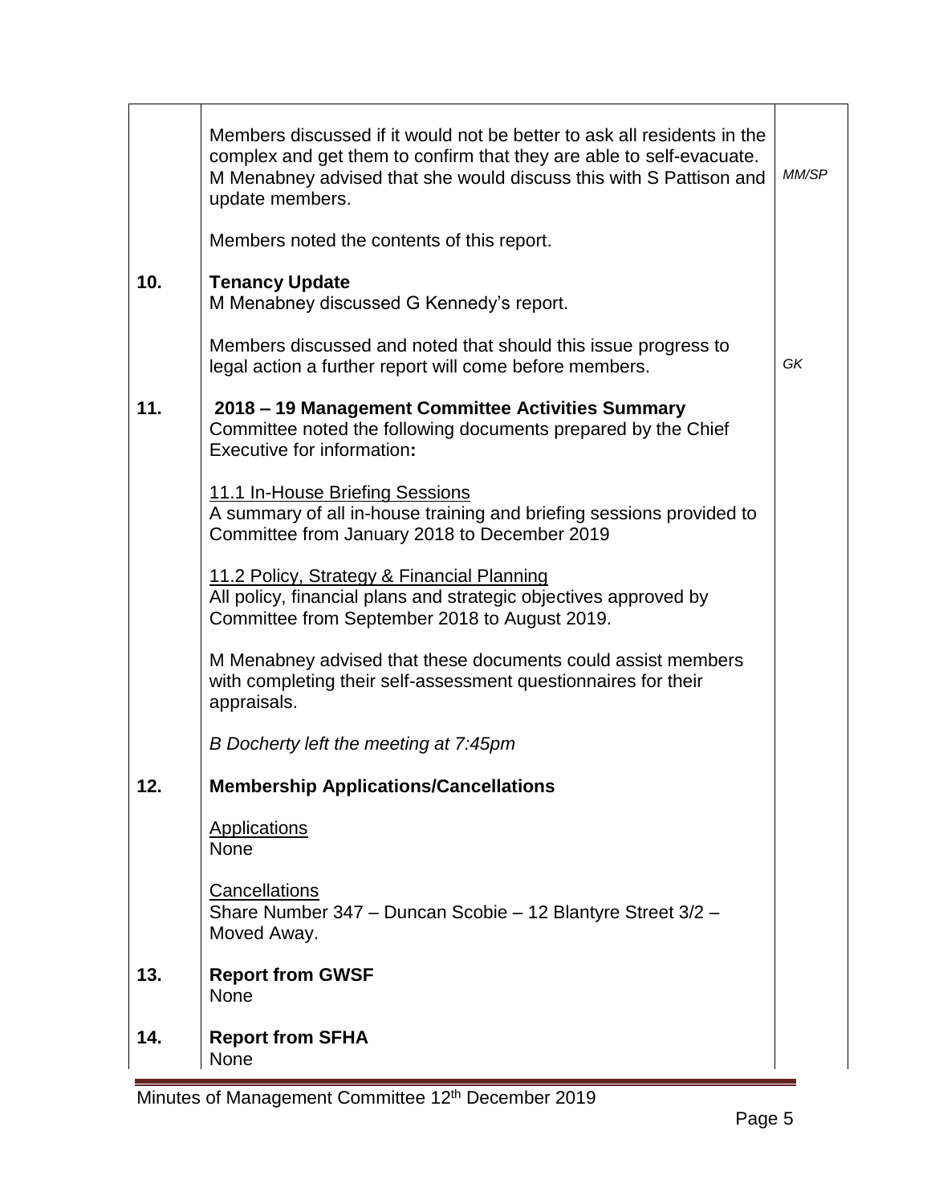| | | |
|---|---|---|
| | Members discussed if it would not be better to ask all residents in the complex and get them to confirm that they are able to self-evacuate. M Menabney advised that she would discuss this with S Pattison and update members.<br><br>Members noted the contents of this report. | *MM/SP* |
| **10.** | **Tenancy Update**<br>M Menabney discussed G Kennedy's report.<br><br>Members discussed and noted that should this issue progress to legal action a further report will come before members. | *GK* |
| **11.** | **2018 – 19 Management Committee Activities Summary**<br>Committee noted the following documents prepared by the Chief Executive for information**:**<br><br><u>11.1 In-House Briefing Sessions</u><br>A summary of all in-house training and briefing sessions provided to Committee from January 2018 to December 2019<br><br><u>11.2 Policy, Strategy & Financial Planning</u><br>All policy, financial plans and strategic objectives approved by Committee from September 2018 to August 2019.<br><br>M Menabney advised that these documents could assist members with completing their self-assessment questionnaires for their appraisals.<br><br>*B Docherty left the meeting at 7:45pm* | |
| **12.** | **Membership Applications/Cancellations**<br><br><u>Applications</u><br>None<br><br><u>Cancellations</u><br>Share Number 347 – Duncan Scobie – 12 Blantyre Street 3/2 – Moved Away. | |
| **13.** | **Report from GWSF**<br>None | |
| **14.** | **Report from SFHA**<br>None | |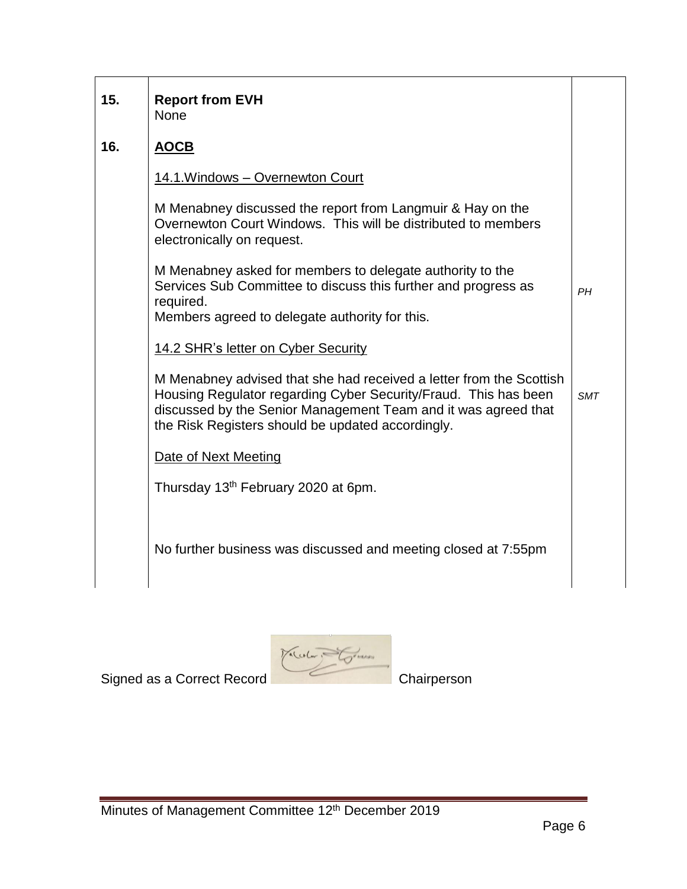| | | |
|---|---|---|
| 15. | **Report from EVH**<br>None | |
| 16. | **AOCB** | |
| | 14.1.Windows – Overnewton Court | |
| | M Menabney discussed the report from Langmuir & Hay on the Overnewton Court Windows. This will be distributed to members electronically on request. | |
| | M Menabney asked for members to delegate authority to the Services Sub Committee to discuss this further and progress as required.<br>Members agreed to delegate authority for this. | *PH* |
| | 14.2 SHR's letter on Cyber Security | |
| | M Menabney advised that she had received a letter from the Scottish Housing Regulator regarding Cyber Security/Fraud. This has been discussed by the Senior Management Team and it was agreed that the Risk Registers should be updated accordingly. | *SMT* |
| | Date of Next Meeting | |
| | Thursday 13th February 2020 at 6pm. | |
| | No further business was discussed and meeting closed at 7:55pm | |

Signed as a Correct Record Chairperson

Minutes of Management Committee 12th December 2019